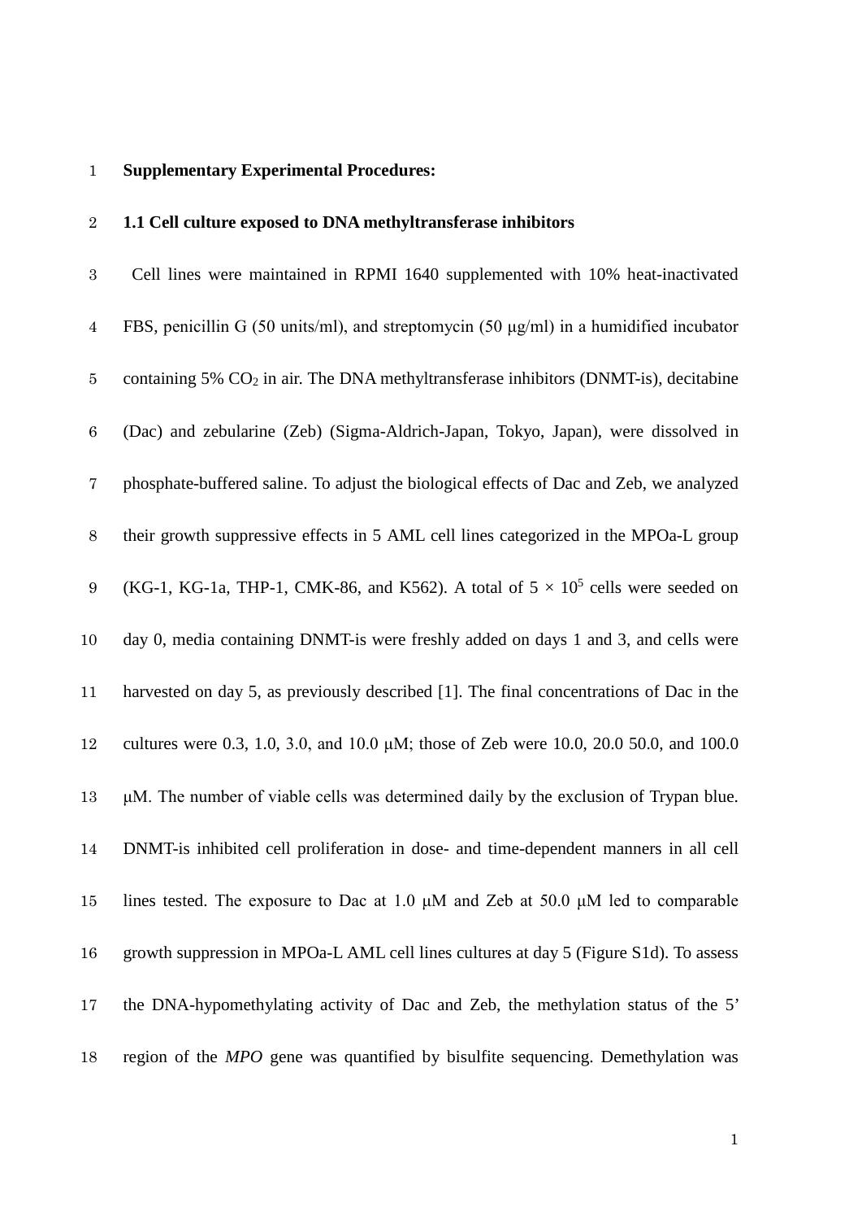**Supplementary Experimental Procedures:**

**1.1 Cell culture exposed to DNA methyltransferase inhibitors**

Cell lines were maintained in RPMI 1640 supplemented with 10% heat-inactivated FBS, penicillin G (50 units/ml), and streptomycin (50 μg/ml) in a humidified incubator containing 5% $CO_2$ in air. The DNA methyltransferase inhibitors (DNMT-is), decitabine (Dac) and zebularine (Zeb) (Sigma-Aldrich-Japan, Tokyo, Japan), were dissolved in phosphate-buffered saline. To adjust the biological effects of Dac and Zeb, we analyzed their growth suppressive effects in 5 AML cell lines categorized in the MPOa-L group (KG-1, KG-1a, THP-1, CMK-86, and K562). A total of $5 \times 10^5$ cells were seeded on day 0, media containing DNMT-is were freshly added on days 1 and 3, and cells were harvested on day 5, as previously described [1]. The final concentrations of Dac in the cultures were 0.3, 1.0, 3.0, and 10.0 μM; those of Zeb were 10.0, 20.0 50.0, and 100.0 μM. The number of viable cells was determined daily by the exclusion of Trypan blue. DNMT-is inhibited cell proliferation in dose- and time-dependent manners in all cell lines tested. The exposure to Dac at 1.0 μM and Zeb at 50.0 μM led to comparable growth suppression in MPOa-L AML cell lines cultures at day 5 (Figure S1d). To assess the DNA-hypomethylating activity of Dac and Zeb, the methylation status of the 5' region of the *MPO* gene was quantified by bisulfite sequencing. Demethylation was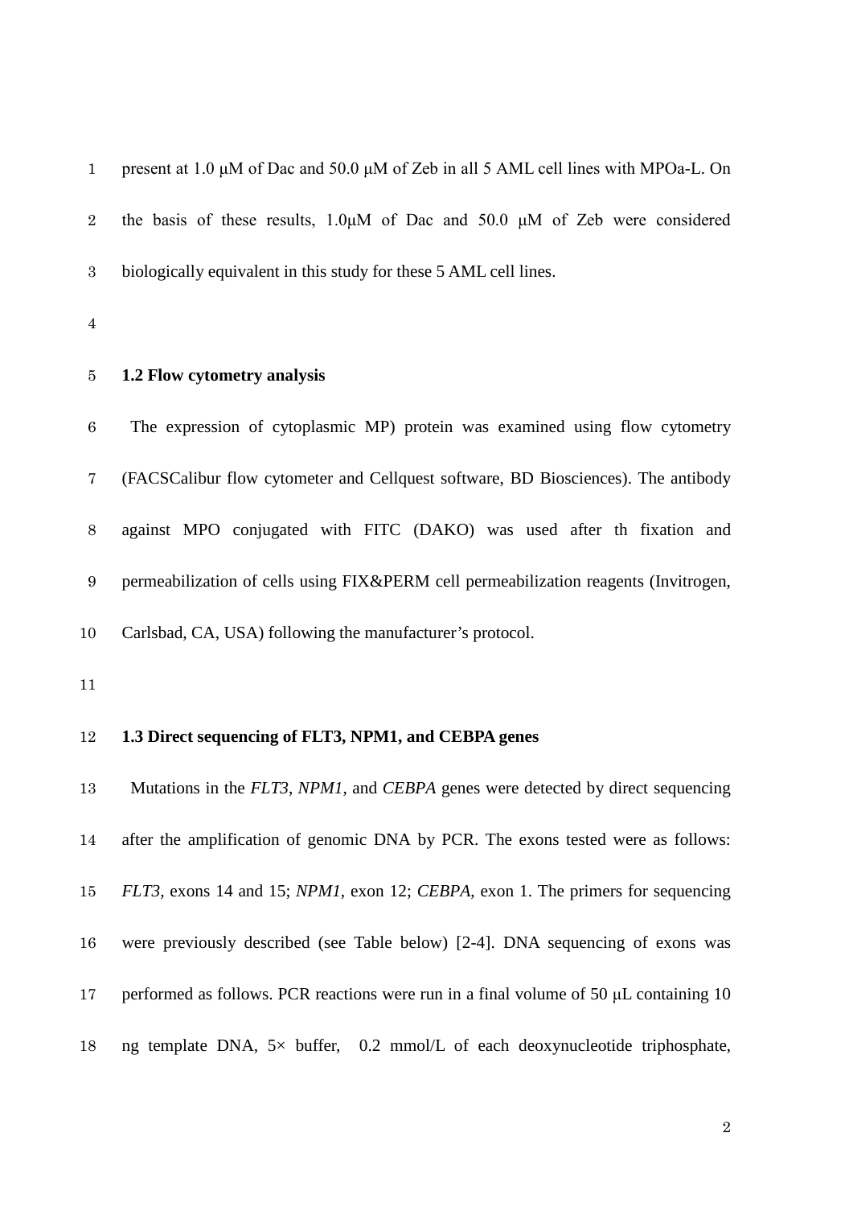present at 1.0 μM of Dac and 50.0 μM of Zeb in all 5 AML cell lines with MPOa-L. On the basis of these results, 1.0μM of Dac and 50.0 μM of Zeb were considered biologically equivalent in this study for these 5 AML cell lines.

## 1.2 Flow cytometry analysis

The expression of cytoplasmic MP) protein was examined using flow cytometry (FACSCalibur flow cytometer and Cellquest software, BD Biosciences). The antibody against MPO conjugated with FITC (DAKO) was used after th fixation and permeabilization of cells using FIX&PERM cell permeabilization reagents (Invitrogen, Carlsbad, CA, USA) following the manufacturer's protocol.

## 1.3 Direct sequencing of FLT3, NPM1, and CEBPA genes

Mutations in the *FLT3*, *NPM1*, and *CEBPA* genes were detected by direct sequencing after the amplification of genomic DNA by PCR. The exons tested were as follows: *FLT3*, exons 14 and 15; *NPM1*, exon 12; *CEBPA*, exon 1. The primers for sequencing were previously described (see Table below) [2-4]. DNA sequencing of exons was performed as follows. PCR reactions were run in a final volume of 50 μL containing 10 ng template DNA, 5× buffer, 0.2 mmol/L of each deoxynucleotide triphosphate,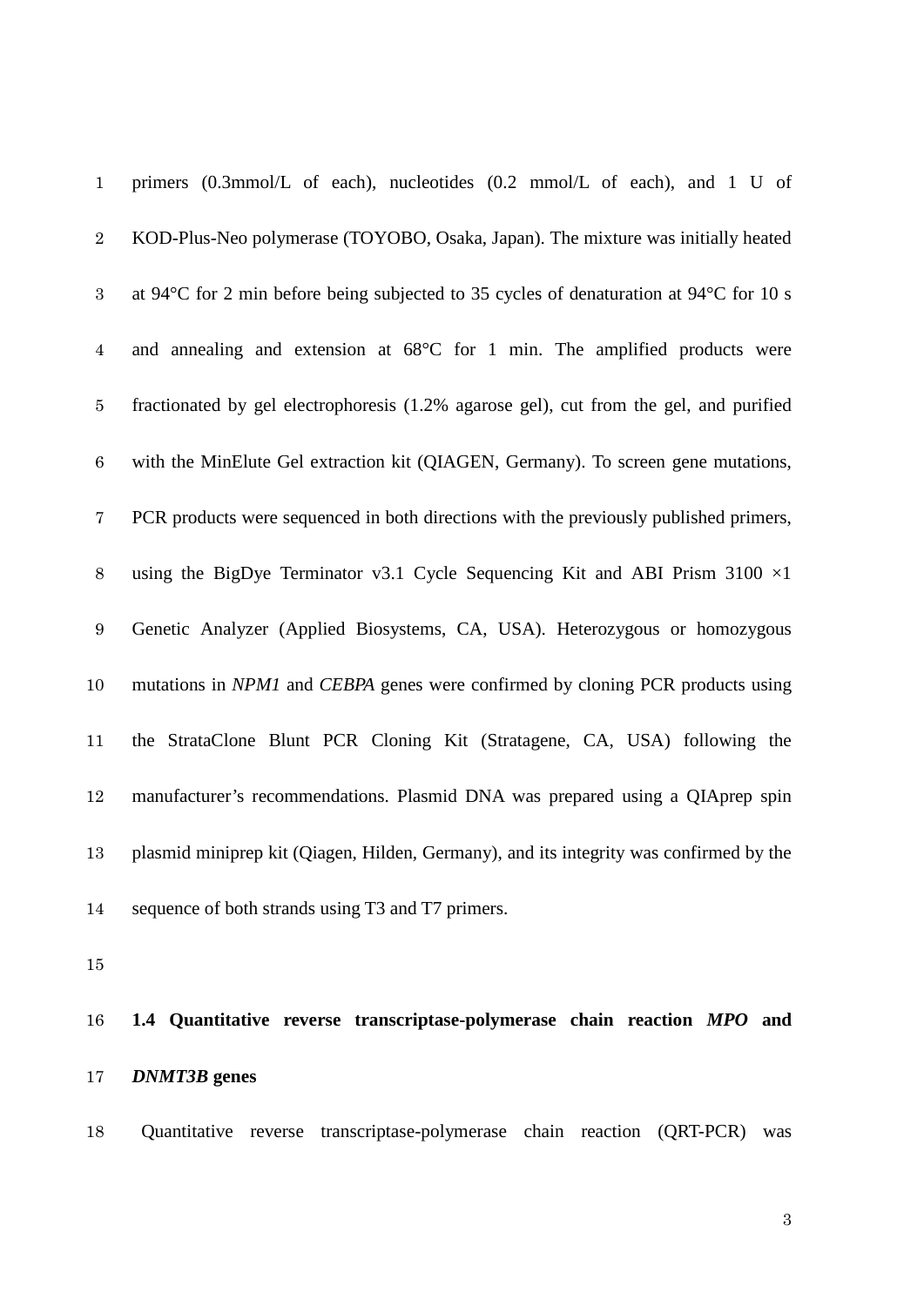primers (0.3mmol/L of each), nucleotides (0.2 mmol/L of each), and 1 U of KOD-Plus-Neo polymerase (TOYOBO, Osaka, Japan). The mixture was initially heated at 94°C for 2 min before being subjected to 35 cycles of denaturation at 94°C for 10 s and annealing and extension at 68°C for 1 min. The amplified products were fractionated by gel electrophoresis (1.2% agarose gel), cut from the gel, and purified with the MinElute Gel extraction kit (QIAGEN, Germany). To screen gene mutations, PCR products were sequenced in both directions with the previously published primers, using the BigDye Terminator v3.1 Cycle Sequencing Kit and ABI Prism 3100 ×1 Genetic Analyzer (Applied Biosystems, CA, USA). Heterozygous or homozygous mutations in *NPM1* and *CEBPA* genes were confirmed by cloning PCR products using the StrataClone Blunt PCR Cloning Kit (Stratagene, CA, USA) following the manufacturer's recommendations. Plasmid DNA was prepared using a QIAprep spin plasmid miniprep kit (Qiagen, Hilden, Germany), and its integrity was confirmed by the sequence of both strands using T3 and T7 primers.

### 1.4 Quantitative reverse transcriptase-polymerase chain reaction *MPO* and *DNMT3B* genes

Quantitative reverse transcriptase-polymerase chain reaction (QRT-PCR) was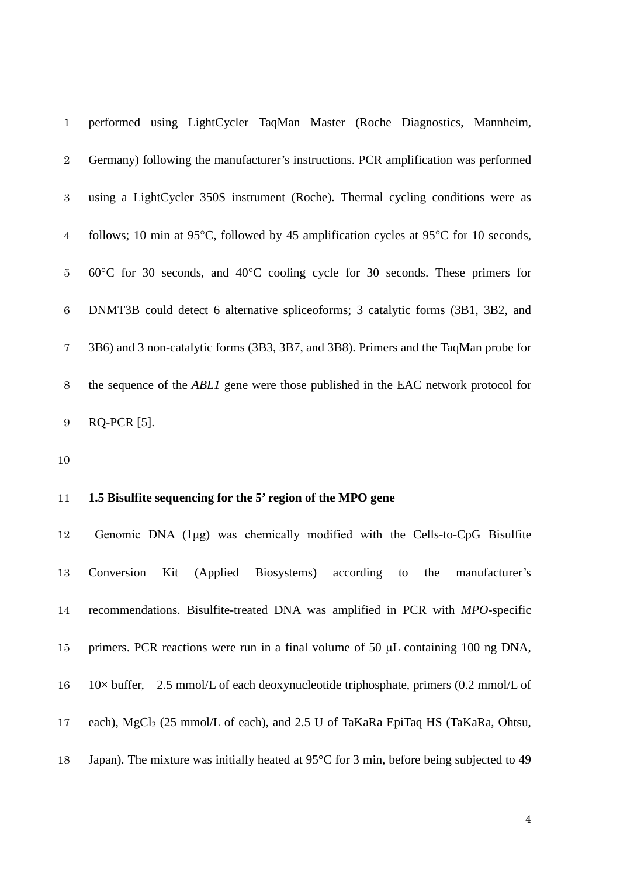performed using LightCycler TaqMan Master (Roche Diagnostics, Mannheim, Germany) following the manufacturer's instructions. PCR amplification was performed using a LightCycler 350S instrument (Roche). Thermal cycling conditions were as follows; 10 min at 95°C, followed by 45 amplification cycles at 95°C for 10 seconds, 60°C for 30 seconds, and 40°C cooling cycle for 30 seconds. These primers for DNMT3B could detect 6 alternative spliceoforms; 3 catalytic forms (3B1, 3B2, and 3B6) and 3 non-catalytic forms (3B3, 3B7, and 3B8). Primers and the TaqMan probe for the sequence of the *ABL1* gene were those published in the EAC network protocol for RQ-PCR [5].

### 1.5 Bisulfite sequencing for the 5' region of the MPO gene

Genomic DNA (1μg) was chemically modified with the Cells-to-CpG Bisulfite Conversion Kit (Applied Biosystems) according to the manufacturer's recommendations. Bisulfite-treated DNA was amplified in PCR with *MPO*-specific primers. PCR reactions were run in a final volume of 50 μL containing 100 ng DNA, 10× buffer, 2.5 mmol/L of each deoxynucleotide triphosphate, primers (0.2 mmol/L of each), $MgCl_2$ (25 mmol/L of each), and 2.5 U of TaKaRa EpiTaq HS (TaKaRa, Ohtsu, Japan). The mixture was initially heated at 95°C for 3 min, before being subjected to 49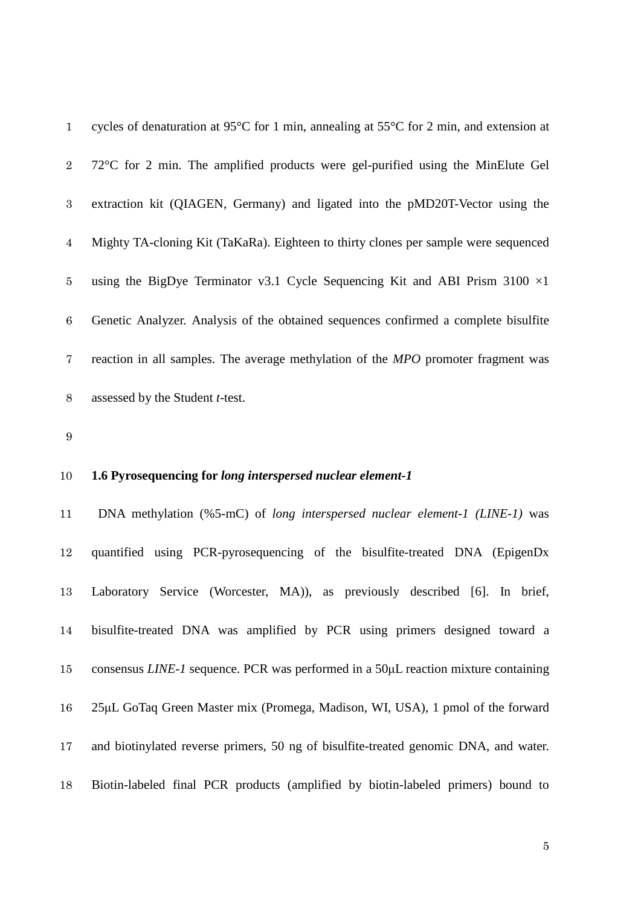cycles of denaturation at 95°C for 1 min, annealing at 55°C for 2 min, and extension at 72°C for 2 min. The amplified products were gel-purified using the MinElute Gel extraction kit (QIAGEN, Germany) and ligated into the pMD20T-Vector using the Mighty TA-cloning Kit (TaKaRa). Eighteen to thirty clones per sample were sequenced using the BigDye Terminator v3.1 Cycle Sequencing Kit and ABI Prism 3100 ×1 Genetic Analyzer. Analysis of the obtained sequences confirmed a complete bisulfite reaction in all samples. The average methylation of the *MPO* promoter fragment was assessed by the Student *t*-test.

### 1.6 Pyrosequencing for *long interspersed nuclear element-1*

DNA methylation (%5-mC) of *long interspersed nuclear element-1 (LINE-1)* was quantified using PCR-pyrosequencing of the bisulfite-treated DNA (EpigenDx Laboratory Service (Worcester, MA)), as previously described [6]. In brief, bisulfite-treated DNA was amplified by PCR using primers designed toward a consensus *LINE-1* sequence. PCR was performed in a 50μL reaction mixture containing 25μL GoTaq Green Master mix (Promega, Madison, WI, USA), 1 pmol of the forward and biotinylated reverse primers, 50 ng of bisulfite-treated genomic DNA, and water. Biotin-labeled final PCR products (amplified by biotin-labeled primers) bound to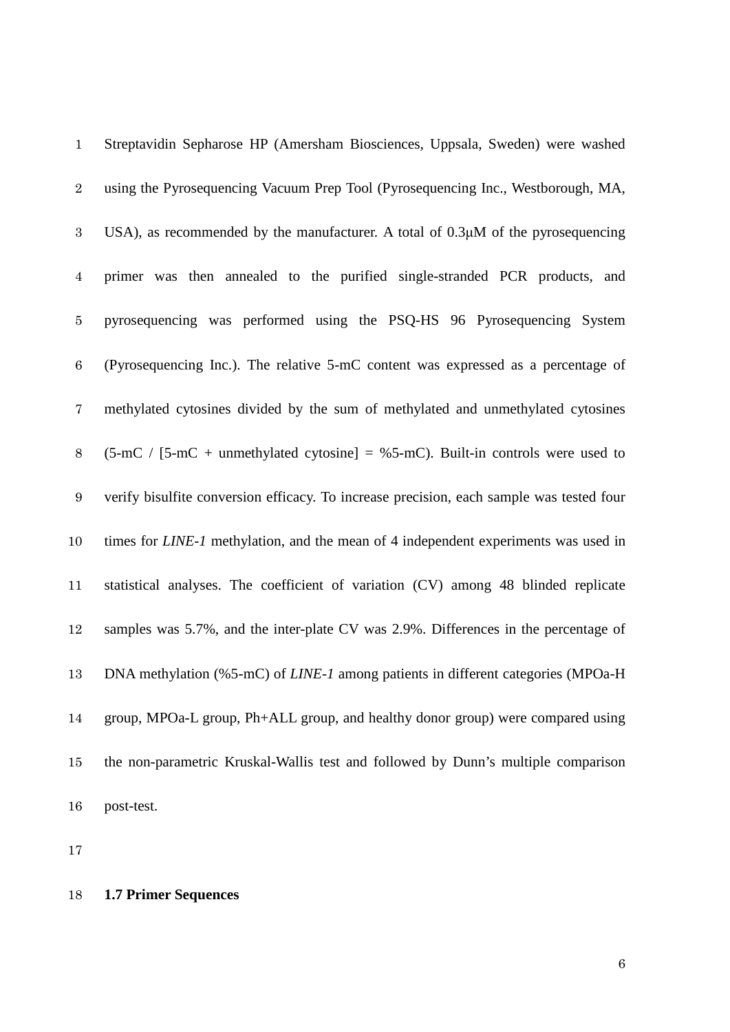Streptavidin Sepharose HP (Amersham Biosciences, Uppsala, Sweden) were washed using the Pyrosequencing Vacuum Prep Tool (Pyrosequencing Inc., Westborough, MA, USA), as recommended by the manufacturer. A total of 0.3μM of the pyrosequencing primer was then annealed to the purified single-stranded PCR products, and pyrosequencing was performed using the PSQ-HS 96 Pyrosequencing System (Pyrosequencing Inc.). The relative 5-mC content was expressed as a percentage of methylated cytosines divided by the sum of methylated and unmethylated cytosines (5-mC / [5-mC + unmethylated cytosine] = %5-mC). Built-in controls were used to verify bisulfite conversion efficacy. To increase precision, each sample was tested four times for *LINE-1* methylation, and the mean of 4 independent experiments was used in statistical analyses. The coefficient of variation (CV) among 48 blinded replicate samples was 5.7%, and the inter-plate CV was 2.9%. Differences in the percentage of DNA methylation (%5-mC) of *LINE-1* among patients in different categories (MPOa-H group, MPOa-L group, Ph+ALL group, and healthy donor group) were compared using the non-parametric Kruskal-Wallis test and followed by Dunn's multiple comparison post-test.

**1.7 Primer Sequences**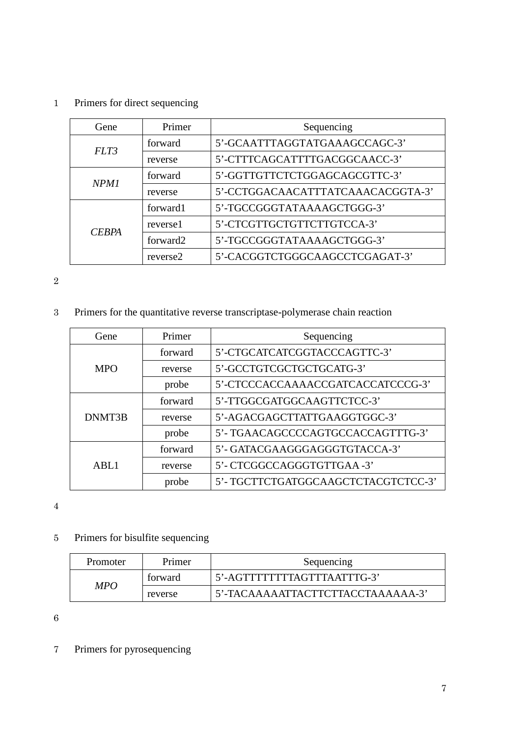Primers for direct sequencing

| Gene | Primer | Sequencing |
|---|---|---|
| *FLT3* | forward | 5’-GCAATTTAGGTATGAAAGCCAGC-3’ |
| | reverse | 5’-CTTTCAGCATTTTGACGGCAACC-3’ |
| *NPM1* | forward | 5’-GGTTGTTCTCTGGAGCAGCGTTC-3’ |
| | reverse | 5’-CCTGGACAACATTTATCAAACACGGTA-3’ |
| *CEBPA* | forward1 | 5’-TGCCGGGTATAAAAGCTGGG-3’ |
| | reverse1 | 5’-CTCGTTGCTGTTCTTGTCCA-3’ |
| | forward2 | 5’-TGCCGGGTATAAAAGCTGGG-3’ |
| | reverse2 | 5’-CACGGTCTGGGCAAGCCTCGAGAT-3’ |

Primers for the quantitative reverse transcriptase-polymerase chain reaction

| Gene | Primer | Sequencing |
|---|---|---|
| MPO | forward | 5’-CTGCATCATCGGTACCCAGTTC-3’ |
| | reverse | 5’-GCCTGTCGCTGCTGCATG-3’ |
| | probe | 5’-CTCCCACCAAAACCGATCACCATCCCG-3’ |
| DNMT3B | forward | 5’-TTGGCGATGGCAAGTTCTCC-3’ |
| | reverse | 5’-AGACGAGCTTATTGAAGGTGGC-3’ |
| | probe | 5’- TGAACAGCCCCAGTGCCACCAGTTTG-3’ |
| ABL1 | forward | 5’- GATACGAAGGGAGGGTGTACCA-3’ |
| | reverse | 5’- CTCGGCCAGGGTGTTGAA -3’ |
| | probe | 5’- TGCTTCTGATGGCAAGCTCTACGTCTCC-3’ |

Primers for bisulfite sequencing

| Promoter | Primer | Sequencing |
|---|---|---|
| *MPO* | forward | 5’-AGTTTTTTTTAGTTTAATTTG-3’ |
| | reverse | 5’-TACAAAAATTACTTCTTACCTAAAAAA-3’ |

Primers for pyrosequencing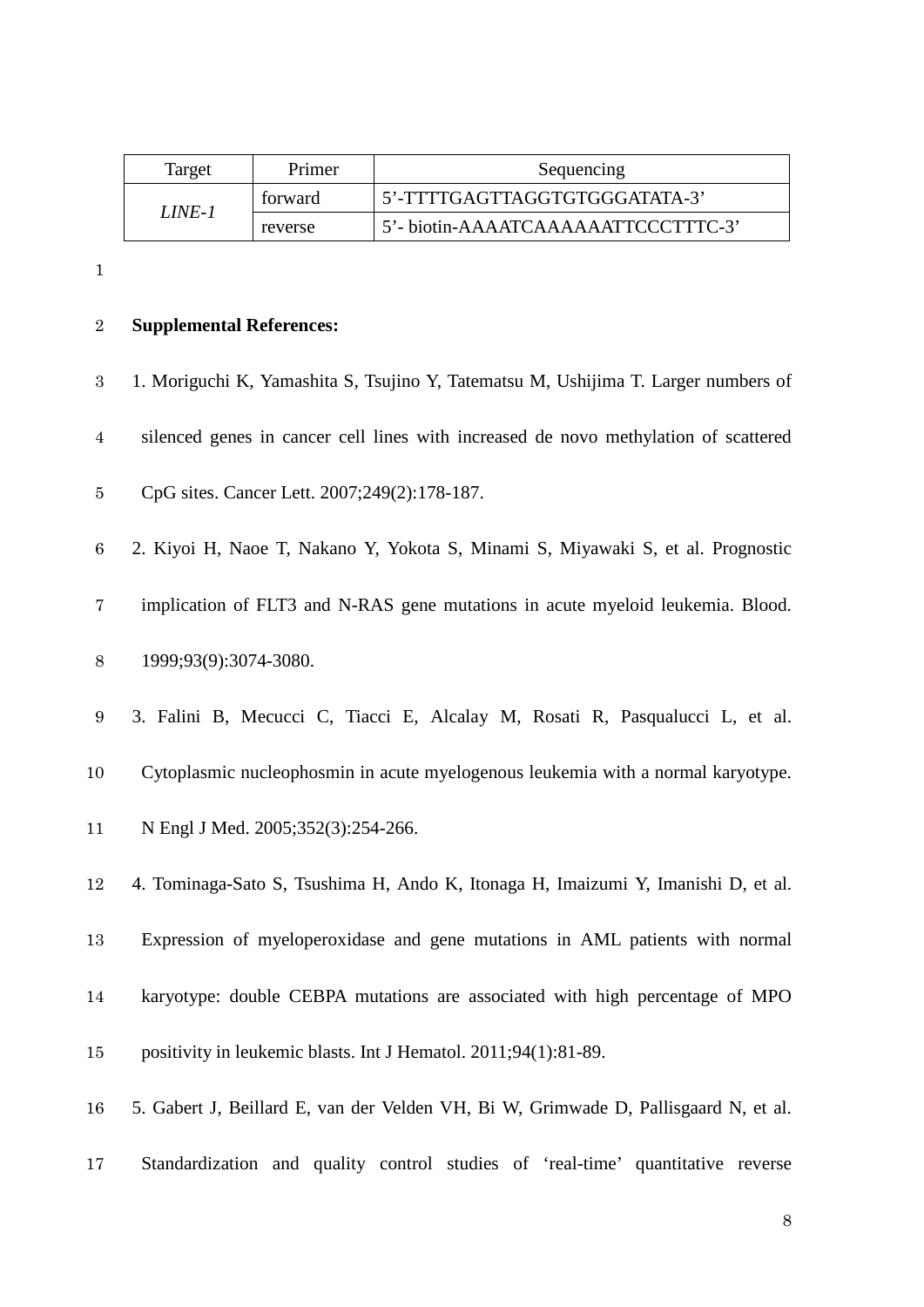| Target | Primer | Sequencing |
|---|---|---|
| *LINE-1* | forward | 5’-TTTTGAGTTAGGTGTGGGATATA-3’ |
| | reverse | 5’- biotin-AAAATCAAAAAATTCCCTTTC-3’ |

**Supplemental References:**

1. Moriguchi K, Yamashita S, Tsujino Y, Tatematsu M, Ushijima T. Larger numbers of silenced genes in cancer cell lines with increased de novo methylation of scattered CpG sites. Cancer Lett. 2007;249(2):178-187.

2. Kiyoi H, Naoe T, Nakano Y, Yokota S, Minami S, Miyawaki S, et al. Prognostic implication of FLT3 and N-RAS gene mutations in acute myeloid leukemia. Blood. 1999;93(9):3074-3080.

3. Falini B, Mecucci C, Tiacci E, Alcalay M, Rosati R, Pasqualucci L, et al. Cytoplasmic nucleophosmin in acute myelogenous leukemia with a normal karyotype. N Engl J Med. 2005;352(3):254-266.

4. Tominaga-Sato S, Tsushima H, Ando K, Itonaga H, Imaizumi Y, Imanishi D, et al. Expression of myeloperoxidase and gene mutations in AML patients with normal karyotype: double CEBPA mutations are associated with high percentage of MPO positivity in leukemic blasts. Int J Hematol. 2011;94(1):81-89.

5. Gabert J, Beillard E, van der Velden VH, Bi W, Grimwade D, Pallisgaard N, et al. Standardization and quality control studies of ‘real-time’ quantitative reverse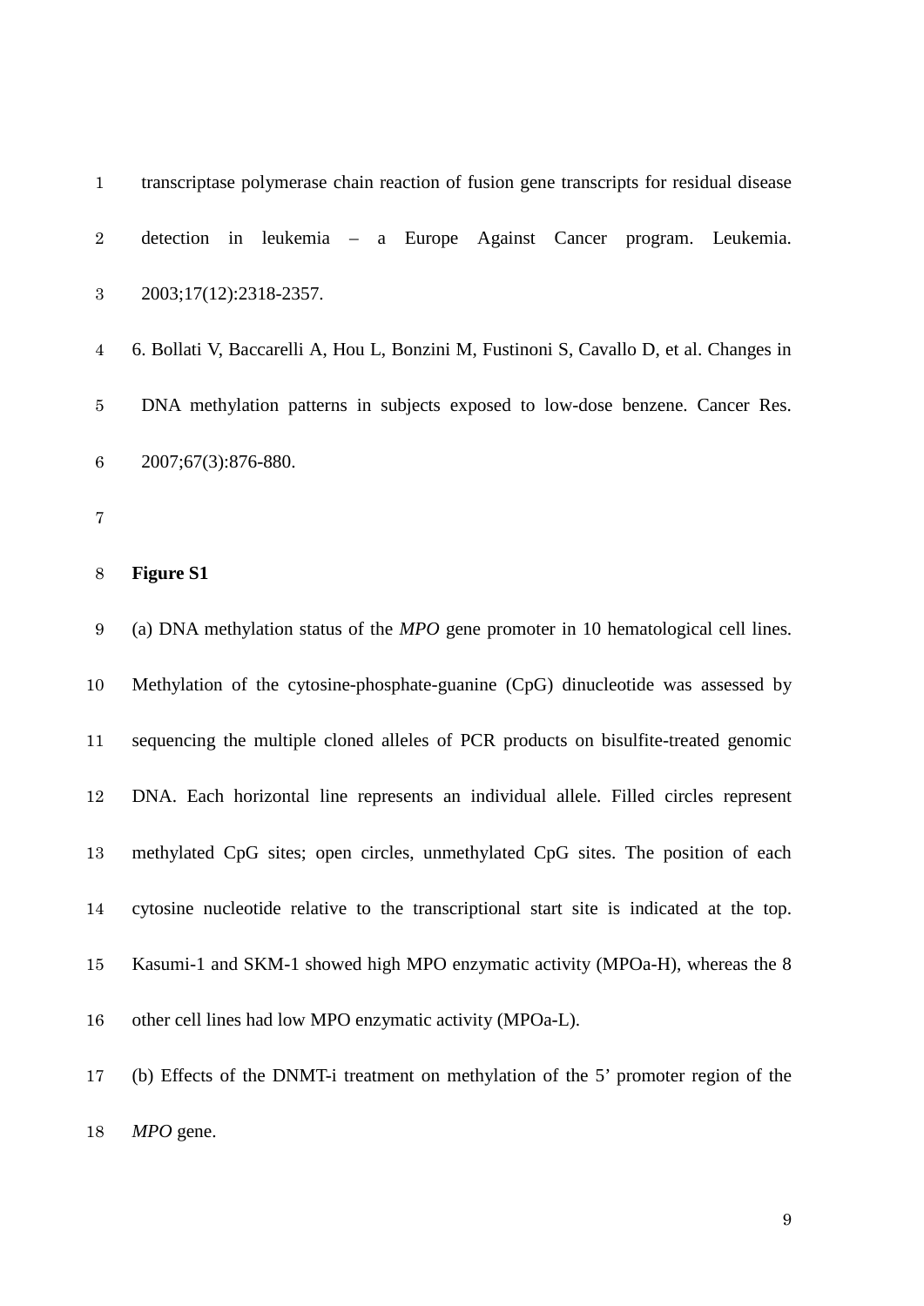transcriptase polymerase chain reaction of fusion gene transcripts for residual disease detection in leukemia – a Europe Against Cancer program. Leukemia. 2003;17(12):2318-2357.

6. Bollati V, Baccarelli A, Hou L, Bonzini M, Fustinoni S, Cavallo D, et al. Changes in DNA methylation patterns in subjects exposed to low-dose benzene. Cancer Res. 2007;67(3):876-880.

**Figure S1**

(a) DNA methylation status of the *MPO* gene promoter in 10 hematological cell lines. Methylation of the cytosine-phosphate-guanine (CpG) dinucleotide was assessed by sequencing the multiple cloned alleles of PCR products on bisulfite-treated genomic DNA. Each horizontal line represents an individual allele. Filled circles represent methylated CpG sites; open circles, unmethylated CpG sites. The position of each cytosine nucleotide relative to the transcriptional start site is indicated at the top. Kasumi-1 and SKM-1 showed high MPO enzymatic activity (MPOa-H), whereas the 8 other cell lines had low MPO enzymatic activity (MPOa-L).

(b) Effects of the DNMT-i treatment on methylation of the 5’ promoter region of the *MPO* gene.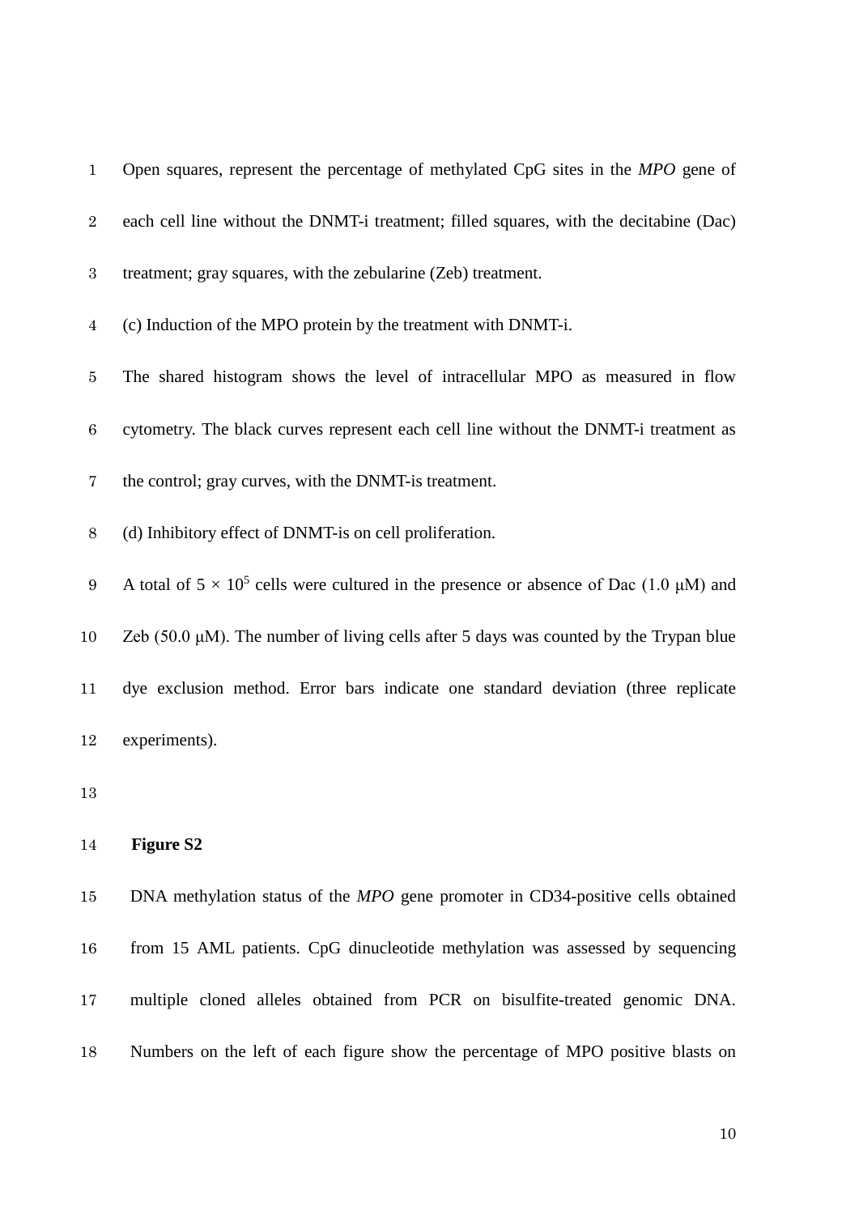Open squares, represent the percentage of methylated CpG sites in the *MPO* gene of each cell line without the DNMT-i treatment; filled squares, with the decitabine (Dac) treatment; gray squares, with the zebularine (Zeb) treatment.

(c) Induction of the MPO protein by the treatment with DNMT-i.

The shared histogram shows the level of intracellular MPO as measured in flow cytometry. The black curves represent each cell line without the DNMT-i treatment as the control; gray curves, with the DNMT-is treatment.

(d) Inhibitory effect of DNMT-is on cell proliferation.

A total of $5 \times 10^5$ cells were cultured in the presence or absence of Dac (1.0 μM) and Zeb (50.0 μM). The number of living cells after 5 days was counted by the Trypan blue dye exclusion method. Error bars indicate one standard deviation (three replicate experiments).

**Figure S2**

DNA methylation status of the *MPO* gene promoter in CD34-positive cells obtained from 15 AML patients. CpG dinucleotide methylation was assessed by sequencing multiple cloned alleles obtained from PCR on bisulfite-treated genomic DNA. Numbers on the left of each figure show the percentage of MPO positive blasts on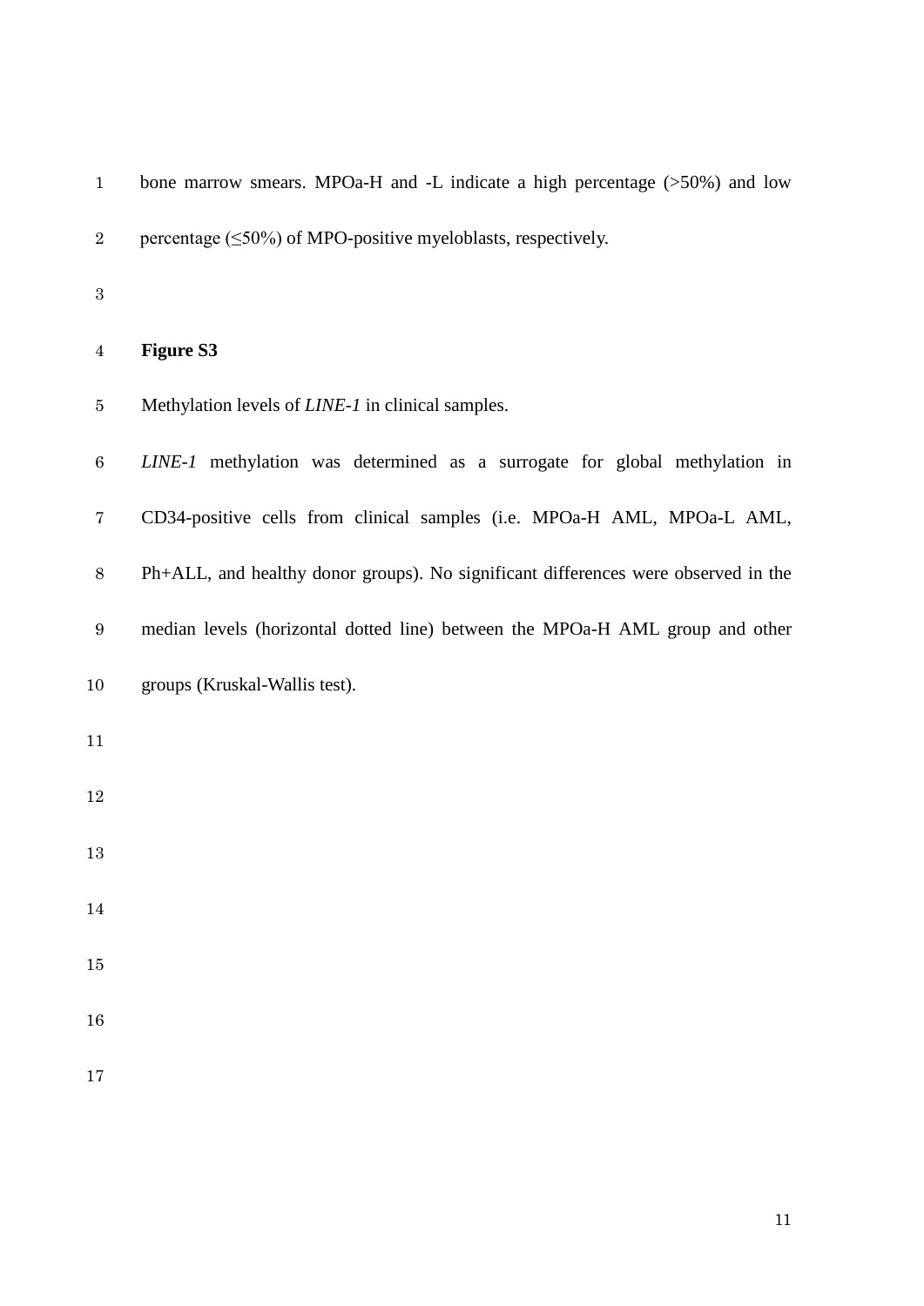bone marrow smears. MPOa-H and -L indicate a high percentage (>50%) and low percentage (≤50%) of MPO-positive myeloblasts, respectively.

**Figure S3**

Methylation levels of *LINE-1* in clinical samples.

*LINE-1* methylation was determined as a surrogate for global methylation in CD34-positive cells from clinical samples (i.e. MPOa-H AML, MPOa-L AML, Ph+ALL, and healthy donor groups). No significant differences were observed in the median levels (horizontal dotted line) between the MPOa-H AML group and other groups (Kruskal-Wallis test).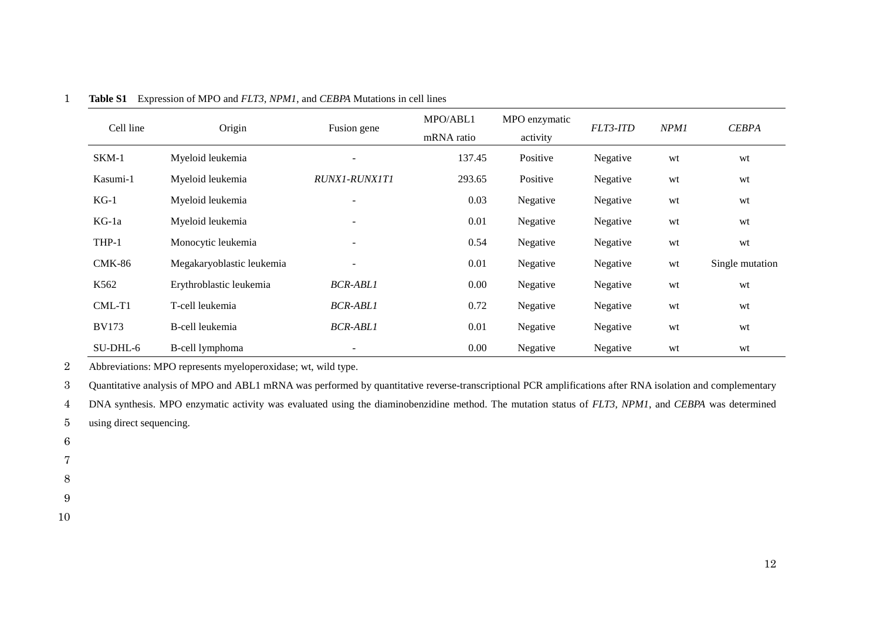**Table S1** Expression of MPO and *FLT3*, *NPM1*, and *CEBPA* Mutations in cell lines

| Cell line | Origin | Fusion gene | MPO/ABL1 mRNA ratio | MPO enzymatic activity | *FLT3-ITD* | *NPM1* | *CEBPA* |
|---|---|---|---|---|---|---|---|
| SKM-1 | Myeloid leukemia | - | 137.45 | Positive | Negative | wt | wt |
| Kasumi-1 | Myeloid leukemia | *RUNX1-RUNX1T1* | 293.65 | Positive | Negative | wt | wt |
| KG-1 | Myeloid leukemia | - | 0.03 | Negative | Negative | wt | wt |
| KG-1a | Myeloid leukemia | - | 0.01 | Negative | Negative | wt | wt |
| THP-1 | Monocytic leukemia | - | 0.54 | Negative | Negative | wt | wt |
| CMK-86 | Megakaryoblastic leukemia | - | 0.01 | Negative | Negative | wt | Single mutation |
| K562 | Erythroblastic leukemia | *BCR-ABL1* | 0.00 | Negative | Negative | wt | wt |
| CML-T1 | T-cell leukemia | *BCR-ABL1* | 0.72 | Negative | Negative | wt | wt |
| BV173 | B-cell leukemia | *BCR-ABL1* | 0.01 | Negative | Negative | wt | wt |
| SU-DHL-6 | B-cell lymphoma | - | 0.00 | Negative | Negative | wt | wt |

Abbreviations: MPO represents myeloperoxidase; wt, wild type.

Quantitative analysis of MPO and ABL1 mRNA was performed by quantitative reverse-transcriptional PCR amplifications after RNA isolation and complementary DNA synthesis. MPO enzymatic activity was evaluated using the diaminobenzidine method. The mutation status of *FLT3*, *NPM1*, and *CEBPA* was determined using direct sequencing.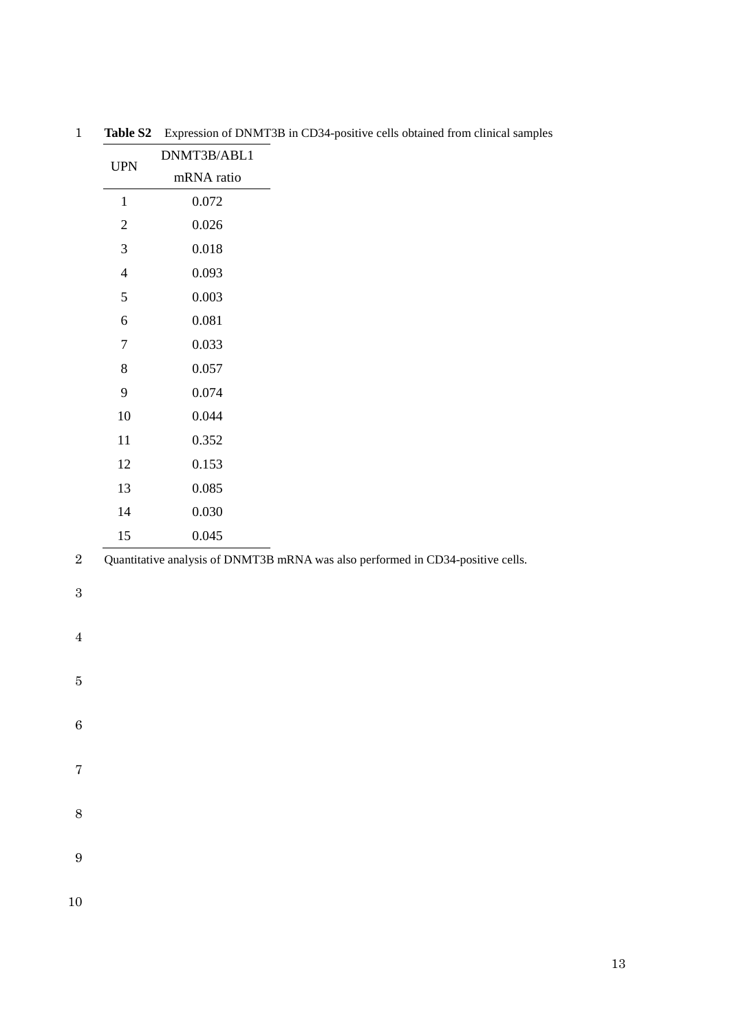**Table S2** Expression of DNMT3B in CD34-positive cells obtained from clinical samples

| UPN | DNMT3B/ABL1 mRNA ratio |
|---|---|
| 1 | 0.072 |
| 2 | 0.026 |
| 3 | 0.018 |
| 4 | 0.093 |
| 5 | 0.003 |
| 6 | 0.081 |
| 7 | 0.033 |
| 8 | 0.057 |
| 9 | 0.074 |
| 10 | 0.044 |
| 11 | 0.352 |
| 12 | 0.153 |
| 13 | 0.085 |
| 14 | 0.030 |
| 15 | 0.045 |

Quantitative analysis of DNMT3B mRNA was also performed in CD34-positive cells.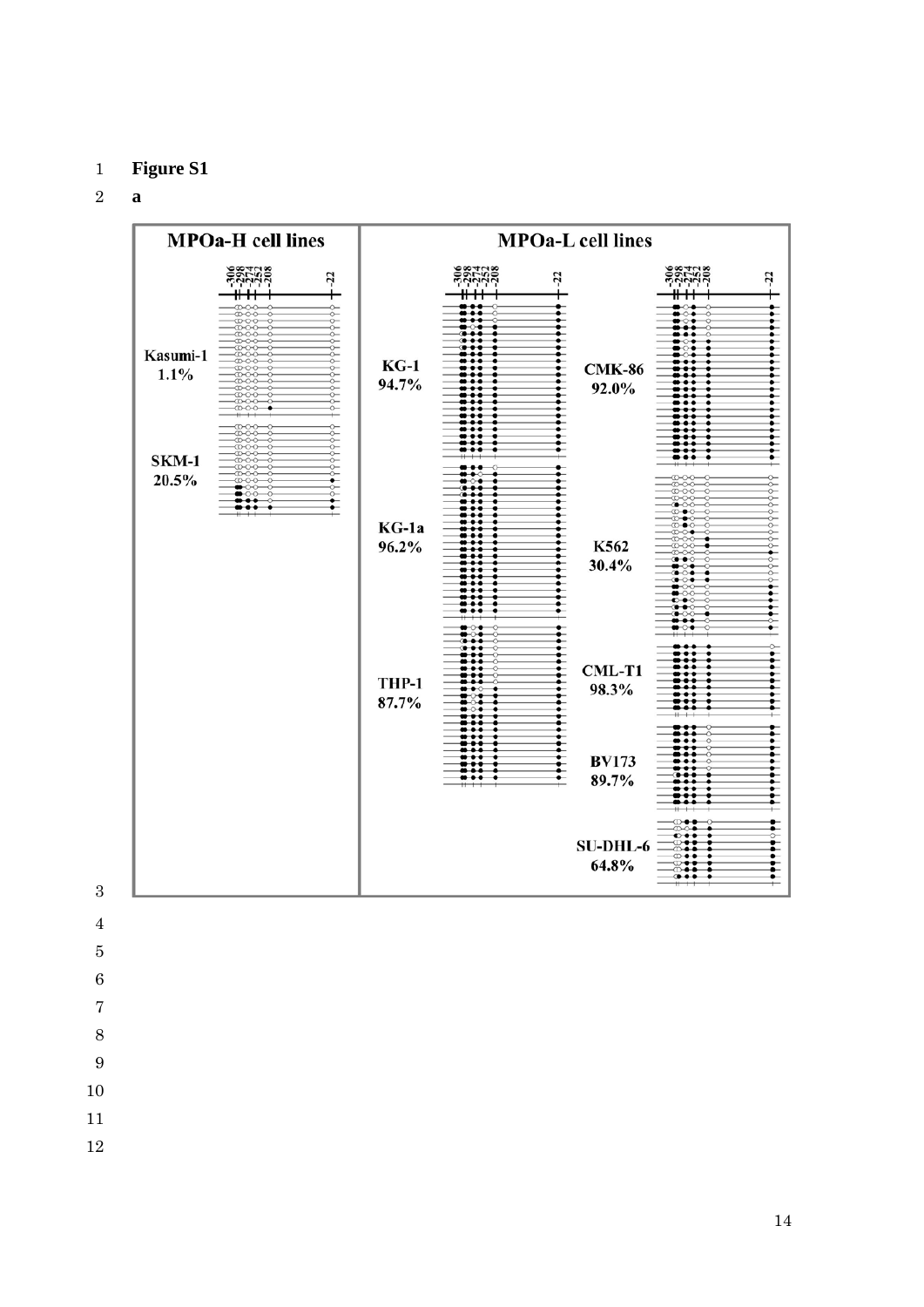**Figure S1**

**a**

MPOa-H cell lines

MPOa-L cell lines

-306 -298 -274 -252 -208 -22

Kasumi-1
1.1%

SKM-1
20.5%

KG-1
94.7%

KG-1a
96.2%

THP-1
87.7%

CMK-86
92.0%

K562
30.4%

CML-T1
98.3%

BV173
89.7%

SU-DHL-6
64.8%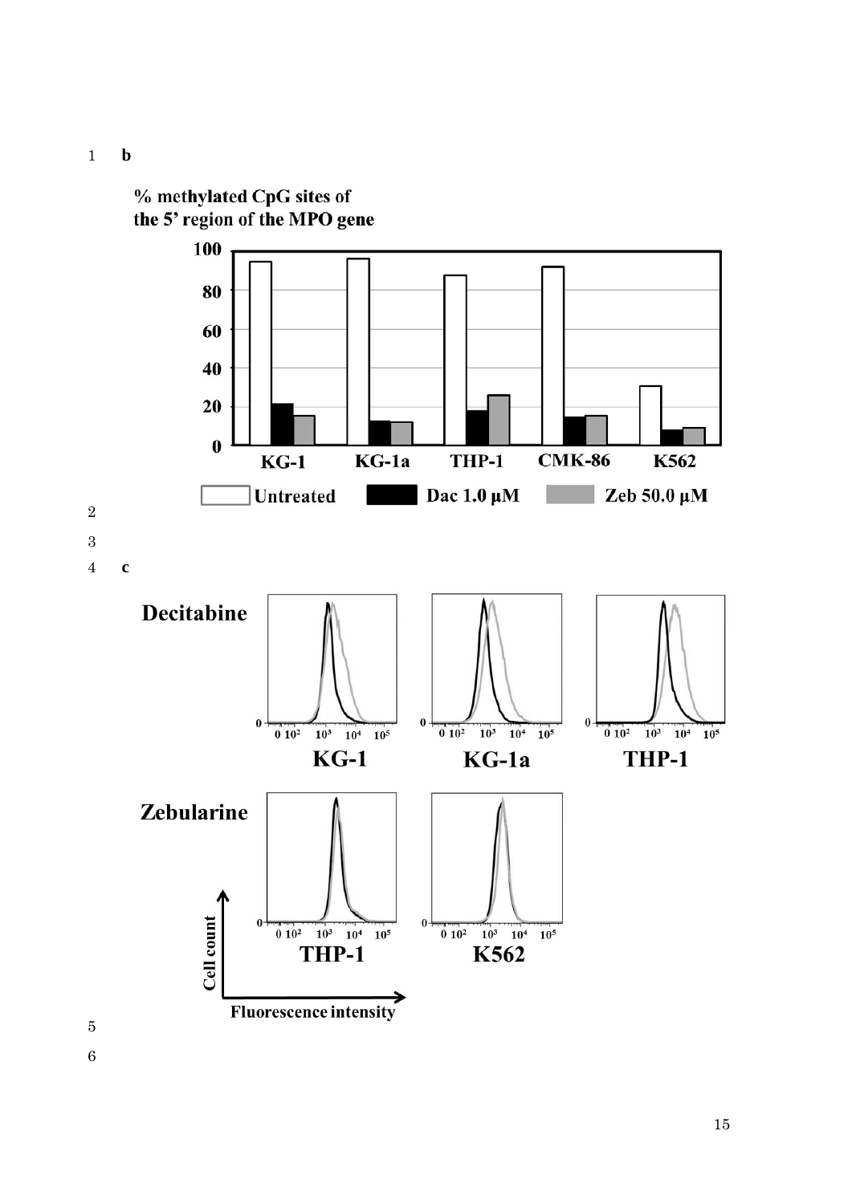**b**

% methylated CpG sites of the 5' region of the MPO gene

100

80

60

40

20

0

KG-1 KG-1a THP-1 CMK-86 K562

Untreated Dac 1.0 μM Zeb 50.0 μM

**c**

Decitabine

0 $10^2$ $10^3$ $10^4$ $10^5$

KG-1 KG-1a THP-1

Zebularine

THP-1 K562

Cell count

Fluorescence intensity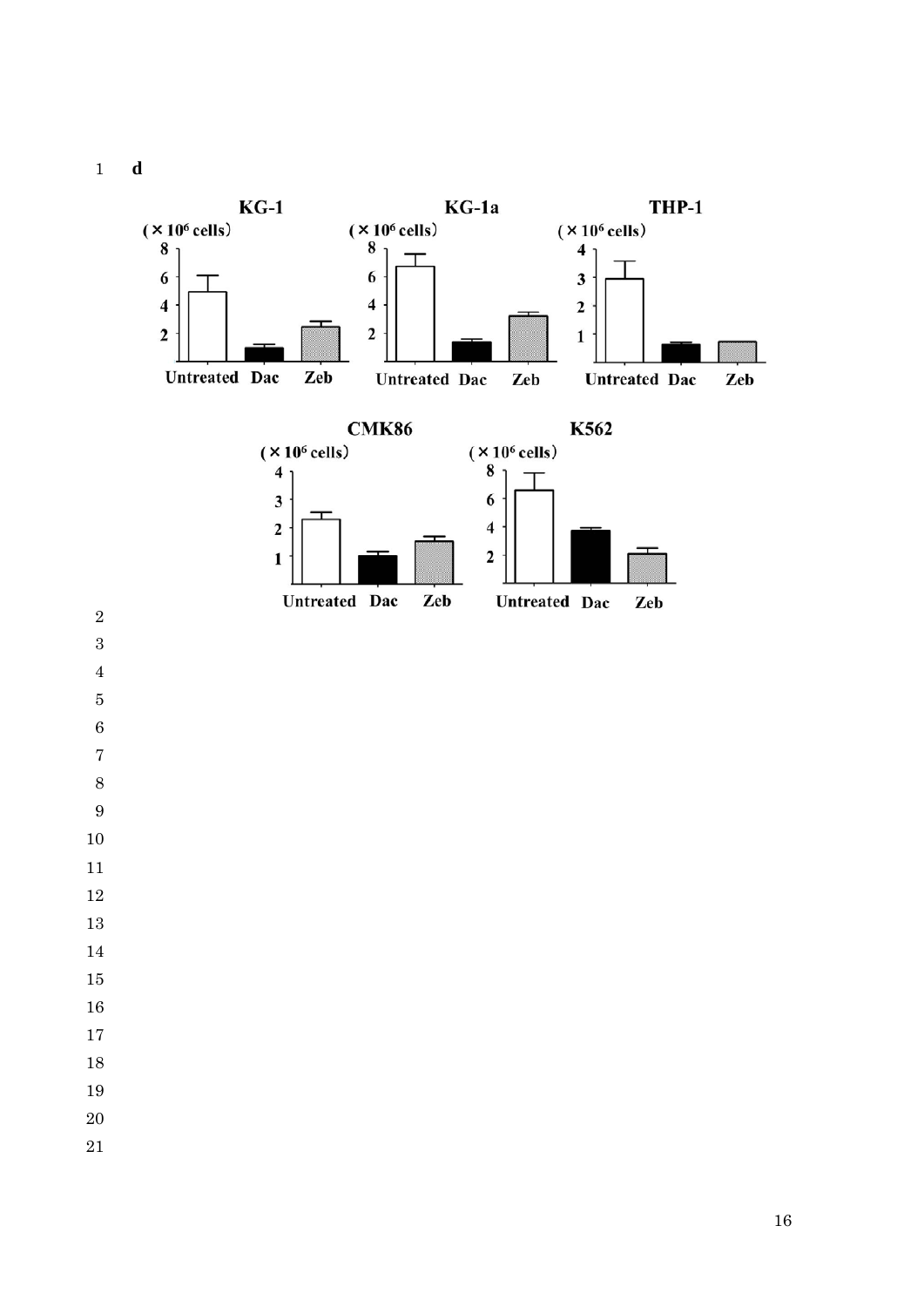**d**

KG-1

(× $10^6$ cells)

8
6
4
2

Untreated Dac Zeb

KG-1a

(× $10^6$ cells)

8
6
4
2

Untreated Dac Zeb

THP-1

(× $10^6$ cells)

4
3
2
1

Untreated Dac Zeb

CMK86

(× $10^6$ cells)

4
3
2
1

Untreated Dac Zeb

K562

(× $10^6$ cells)

8
6
4
2

Untreated Dac Zeb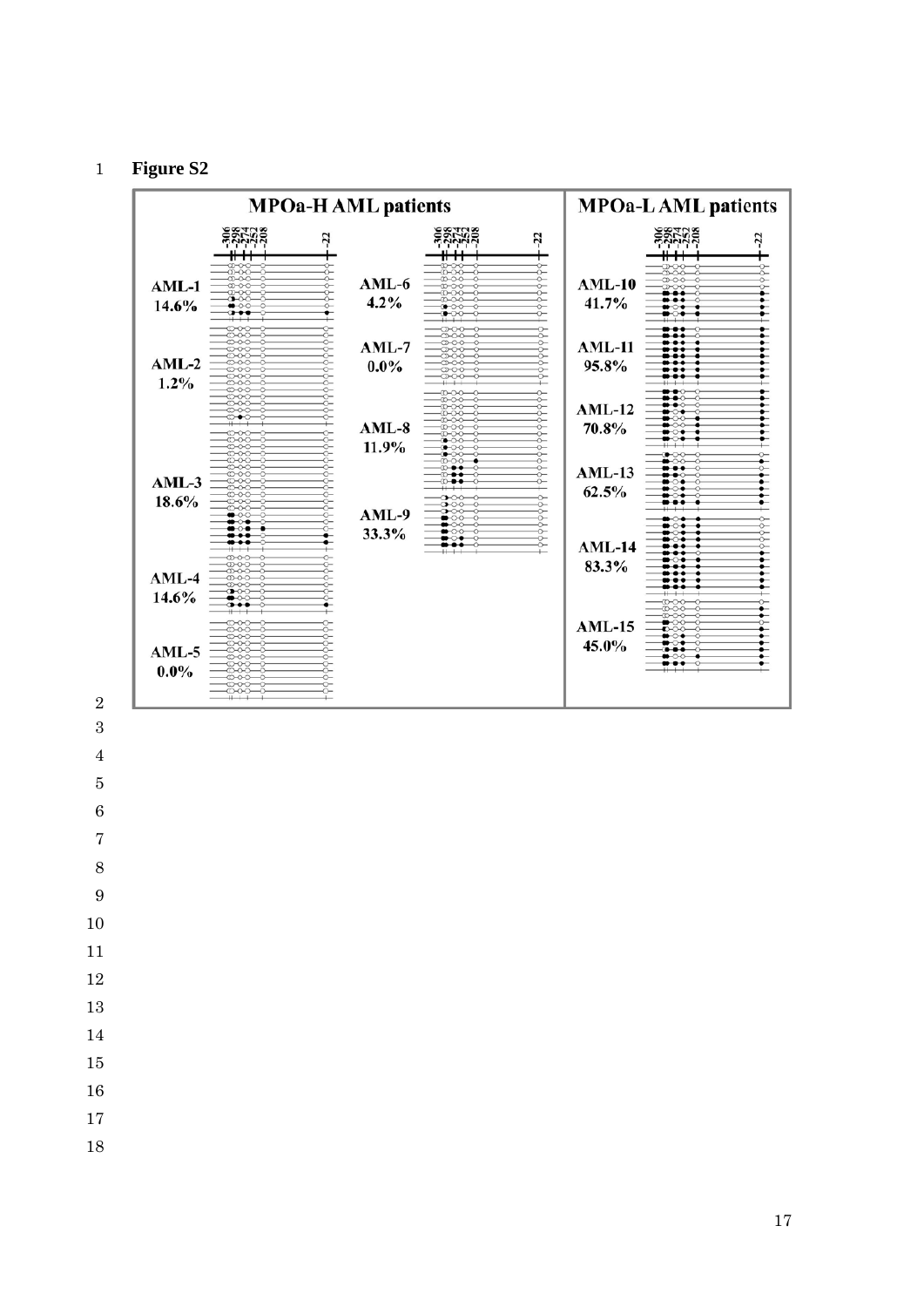**Figure S2**

MPOa-H AML patients

MPOa-L AML patients

-306
-298
-274
-252
-208
-22

AML-1
14.6%

AML-2
1.2%

AML-3
18.6%

AML-4
14.6%

AML-5
0.0%

AML-6
4.2%

AML-7
0.0%

AML-8
11.9%

AML-9
33.3%

AML-10
41.7%

AML-11
95.8%

AML-12
70.8%

AML-13
62.5%

AML-14
83.3%

AML-15
45.0%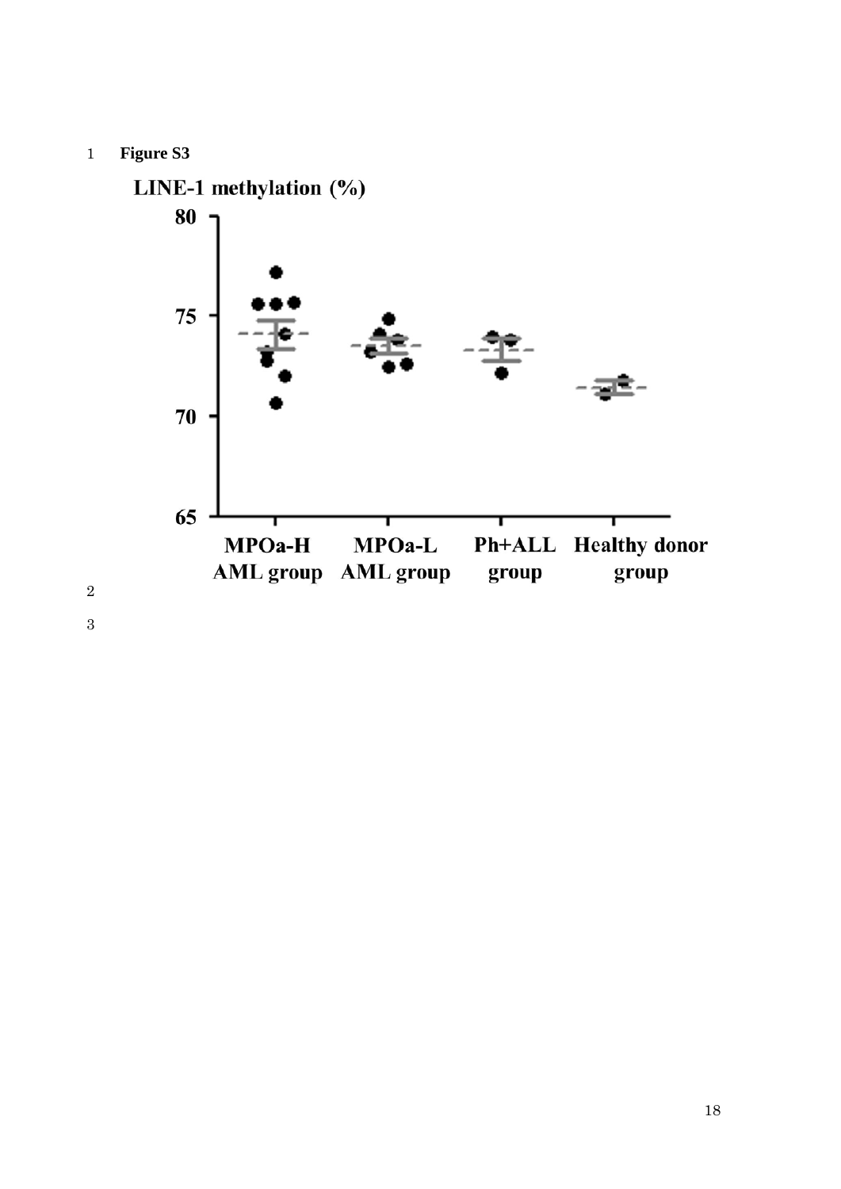**Figure S3**

LINE-1 methylation (%)

80

75

70

65

MPOa-H AML group

MPOa-L AML group

Ph+ALL group

Healthy donor group